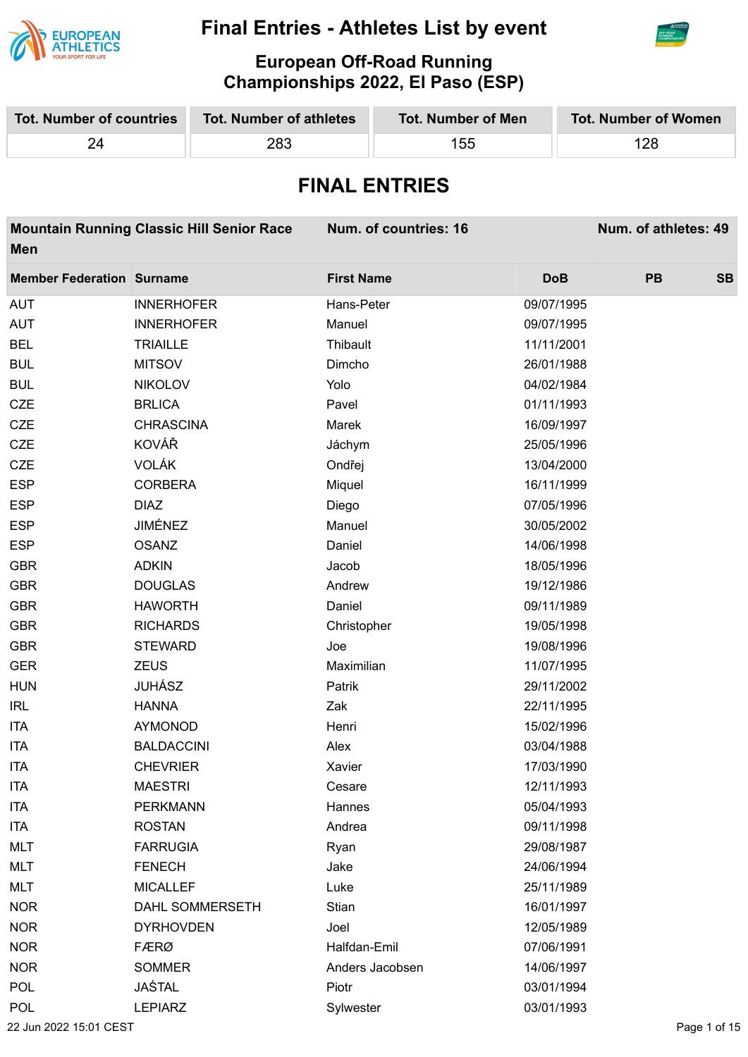# Final Entries - Athletes List by event

## European Off-Road Running Championships 2022, El Paso (ESP)

| Tot. Number of countries | Tot. Number of athletes | Tot. Number of Men | Tot. Number of Women |
|---|---|---|---|
| 24 | 283 | 155 | 128 |

## FINAL ENTRIES

**Mountain Running Classic Hill Senior Race Men** — **Num. of countries: 16** — **Num. of athletes: 49**

| Member Federation | Surname | First Name | DoB | PB | SB |
|---|---|---|---|---|---|
| AUT | INNERHOFER | Hans-Peter | 09/07/1995 | | |
| AUT | INNERHOFER | Manuel | 09/07/1995 | | |
| BEL | TRIAILLE | Thibault | 11/11/2001 | | |
| BUL | MITSOV | Dimcho | 26/01/1988 | | |
| BUL | NIKOLOV | Yolo | 04/02/1984 | | |
| CZE | BRLICA | Pavel | 01/11/1993 | | |
| CZE | CHRASCINA | Marek | 16/09/1997 | | |
| CZE | KOVÁŘ | Jáchym | 25/05/1996 | | |
| CZE | VOLÁK | Ondřej | 13/04/2000 | | |
| ESP | CORBERA | Miquel | 16/11/1999 | | |
| ESP | DIAZ | Diego | 07/05/1996 | | |
| ESP | JIMÉNEZ | Manuel | 30/05/2002 | | |
| ESP | OSANZ | Daniel | 14/06/1998 | | |
| GBR | ADKIN | Jacob | 18/05/1996 | | |
| GBR | DOUGLAS | Andrew | 19/12/1986 | | |
| GBR | HAWORTH | Daniel | 09/11/1989 | | |
| GBR | RICHARDS | Christopher | 19/05/1998 | | |
| GBR | STEWARD | Joe | 19/08/1996 | | |
| GER | ZEUS | Maximilian | 11/07/1995 | | |
| HUN | JUHÁSZ | Patrik | 29/11/2002 | | |
| IRL | HANNA | Zak | 22/11/1995 | | |
| ITA | AYMONOD | Henri | 15/02/1996 | | |
| ITA | BALDACCINI | Alex | 03/04/1988 | | |
| ITA | CHEVRIER | Xavier | 17/03/1990 | | |
| ITA | MAESTRI | Cesare | 12/11/1993 | | |
| ITA | PERKMANN | Hannes | 05/04/1993 | | |
| ITA | ROSTAN | Andrea | 09/11/1998 | | |
| MLT | FARRUGIA | Ryan | 29/08/1987 | | |
| MLT | FENECH | Jake | 24/06/1994 | | |
| MLT | MICALLEF | Luke | 25/11/1989 | | |
| NOR | DAHL SOMMERSETH | Stian | 16/01/1997 | | |
| NOR | DYRHOVDEN | Joel | 12/05/1989 | | |
| NOR | FÆRØ | Halfdan-Emil | 07/06/1991 | | |
| NOR | SOMMER | Anders Jacobsen | 14/06/1997 | | |
| POL | JAŚTAL | Piotr | 03/01/1994 | | |
| POL | LEPIARZ | Sylwester | 03/01/1993 | | |

22 Jun 2022 15:01 CEST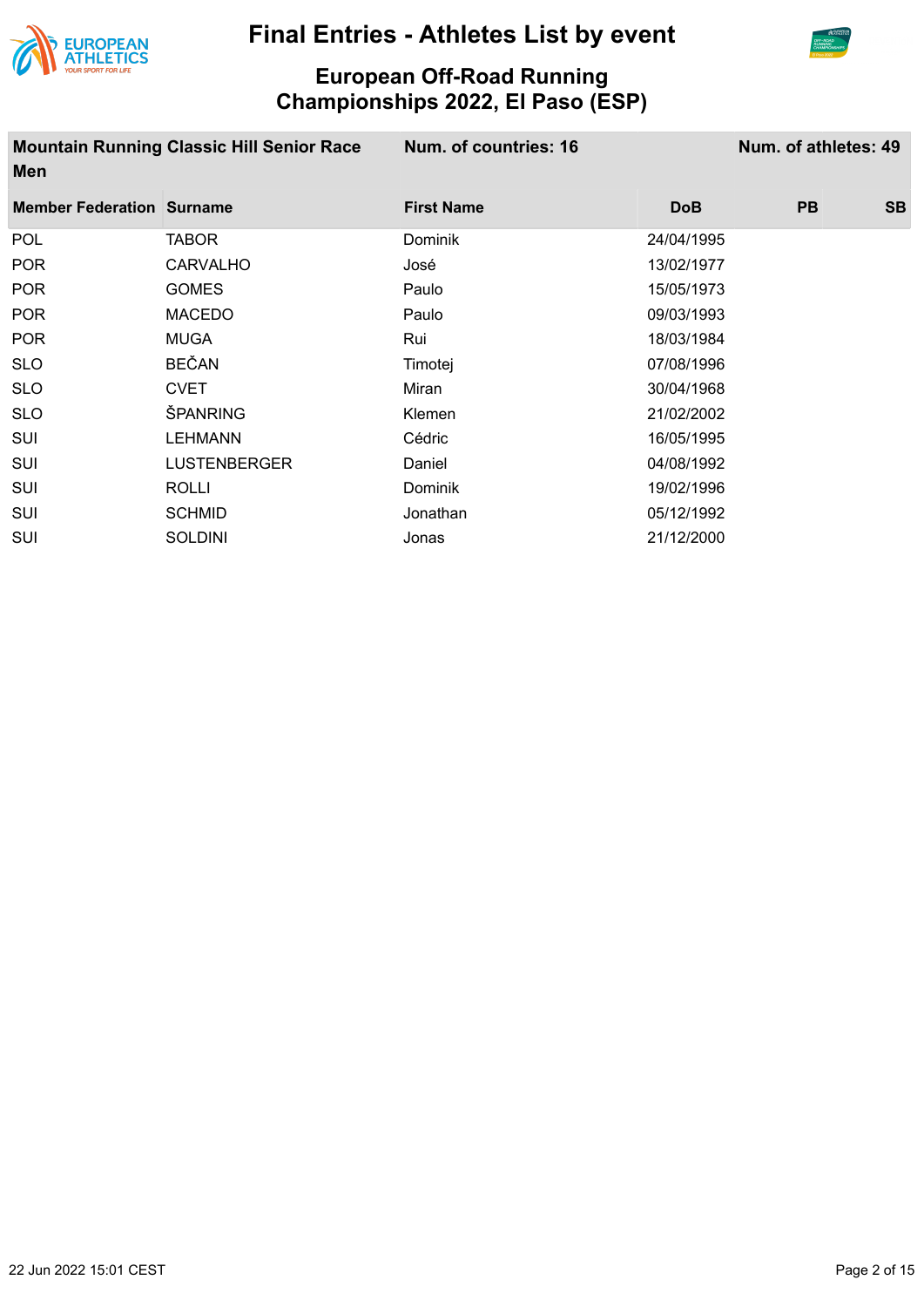# Final Entries - Athletes List by event

## European Off-Road Running Championships 2022, El Paso (ESP)

| Mountain Running Classic Hill Senior Race Men | | Num. of countries: 16 | | | Num. of athletes: 49 |
|---|---|---|---|---|---|
| **Member Federation** | **Surname** | **First Name** | **DoB** | **PB** | **SB** |
| POL | TABOR | Dominik | 24/04/1995 | | |
| POR | CARVALHO | José | 13/02/1977 | | |
| POR | GOMES | Paulo | 15/05/1973 | | |
| POR | MACEDO | Paulo | 09/03/1993 | | |
| POR | MUGA | Rui | 18/03/1984 | | |
| SLO | BEČAN | Timotej | 07/08/1996 | | |
| SLO | CVET | Miran | 30/04/1968 | | |
| SLO | ŠPANRING | Klemen | 21/02/2002 | | |
| SUI | LEHMANN | Cédric | 16/05/1995 | | |
| SUI | LUSTENBERGER | Daniel | 04/08/1992 | | |
| SUI | ROLLI | Dominik | 19/02/1996 | | |
| SUI | SCHMID | Jonathan | 05/12/1992 | | |
| SUI | SOLDINI | Jonas | 21/12/2000 | | |

22 Jun 2022 15:01 CEST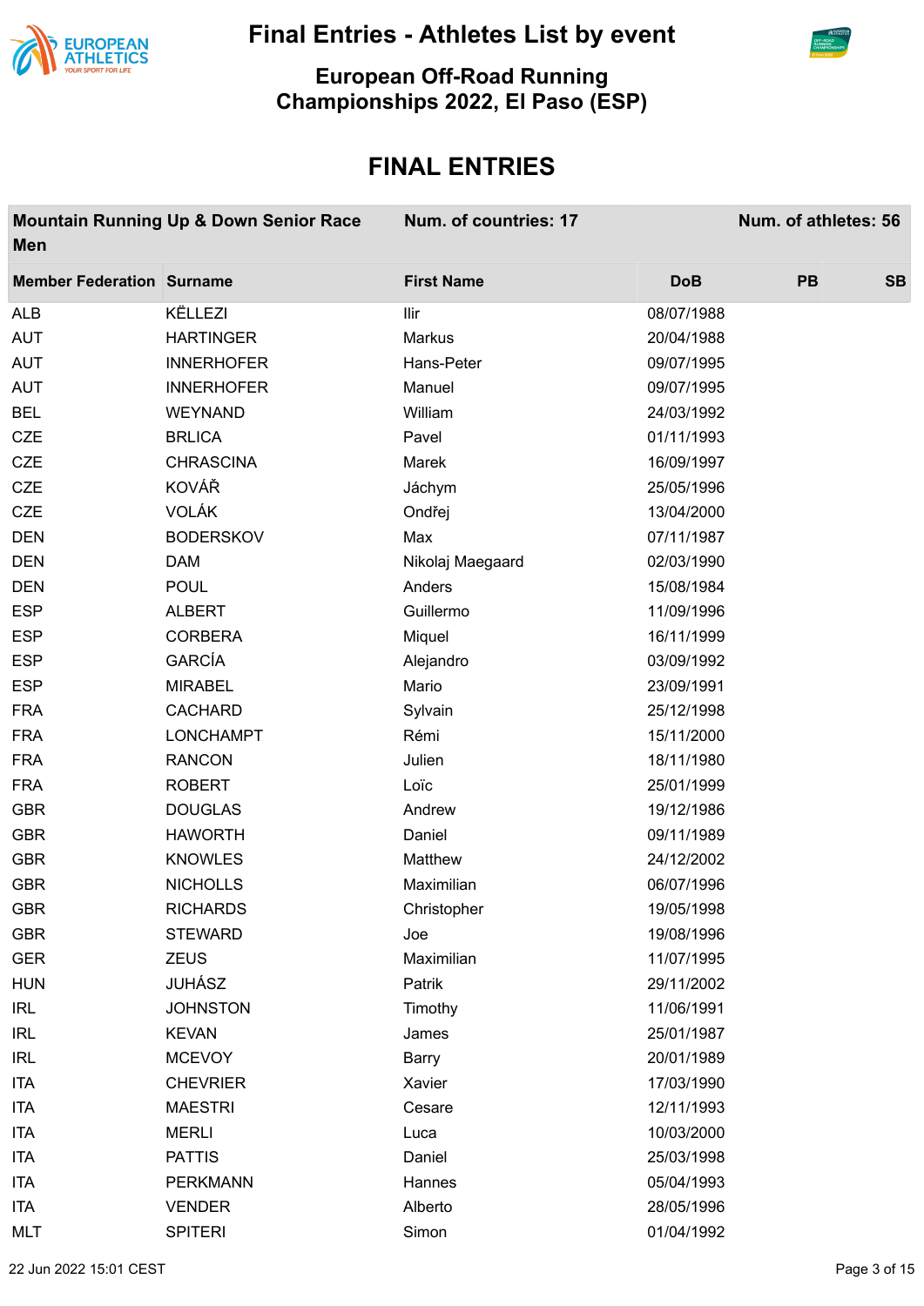# Final Entries - Athletes List by event

## European Off-Road Running Championships 2022, El Paso (ESP)

## FINAL ENTRIES

| Mountain Running Up & Down Senior Race Men | | Num. of countries: 17 | | | Num. of athletes: 56 |
|---|---|---|---|---|---|
| **Member Federation** | **Surname** | **First Name** | **DoB** | **PB** | **SB** |
| ALB | KËLLEZI | Ilir | 08/07/1988 | | |
| AUT | HARTINGER | Markus | 20/04/1988 | | |
| AUT | INNERHOFER | Hans-Peter | 09/07/1995 | | |
| AUT | INNERHOFER | Manuel | 09/07/1995 | | |
| BEL | WEYNAND | William | 24/03/1992 | | |
| CZE | BRLICA | Pavel | 01/11/1993 | | |
| CZE | CHRASCINA | Marek | 16/09/1997 | | |
| CZE | KOVÁŘ | Jáchym | 25/05/1996 | | |
| CZE | VOLÁK | Ondřej | 13/04/2000 | | |
| DEN | BODERSKOV | Max | 07/11/1987 | | |
| DEN | DAM | Nikolaj Maegaard | 02/03/1990 | | |
| DEN | POUL | Anders | 15/08/1984 | | |
| ESP | ALBERT | Guillermo | 11/09/1996 | | |
| ESP | CORBERA | Miquel | 16/11/1999 | | |
| ESP | GARCÍA | Alejandro | 03/09/1992 | | |
| ESP | MIRABEL | Mario | 23/09/1991 | | |
| FRA | CACHARD | Sylvain | 25/12/1998 | | |
| FRA | LONCHAMPT | Rémi | 15/11/2000 | | |
| FRA | RANCON | Julien | 18/11/1980 | | |
| FRA | ROBERT | Loïc | 25/01/1999 | | |
| GBR | DOUGLAS | Andrew | 19/12/1986 | | |
| GBR | HAWORTH | Daniel | 09/11/1989 | | |
| GBR | KNOWLES | Matthew | 24/12/2002 | | |
| GBR | NICHOLLS | Maximilian | 06/07/1996 | | |
| GBR | RICHARDS | Christopher | 19/05/1998 | | |
| GBR | STEWARD | Joe | 19/08/1996 | | |
| GER | ZEUS | Maximilian | 11/07/1995 | | |
| HUN | JUHÁSZ | Patrik | 29/11/2002 | | |
| IRL | JOHNSTON | Timothy | 11/06/1991 | | |
| IRL | KEVAN | James | 25/01/1987 | | |
| IRL | MCEVOY | Barry | 20/01/1989 | | |
| ITA | CHEVRIER | Xavier | 17/03/1990 | | |
| ITA | MAESTRI | Cesare | 12/11/1993 | | |
| ITA | MERLI | Luca | 10/03/2000 | | |
| ITA | PATTIS | Daniel | 25/03/1998 | | |
| ITA | PERKMANN | Hannes | 05/04/1993 | | |
| ITA | VENDER | Alberto | 28/05/1996 | | |
| MLT | SPITERI | Simon | 01/04/1992 | | |

22 Jun 2022 15:01 CEST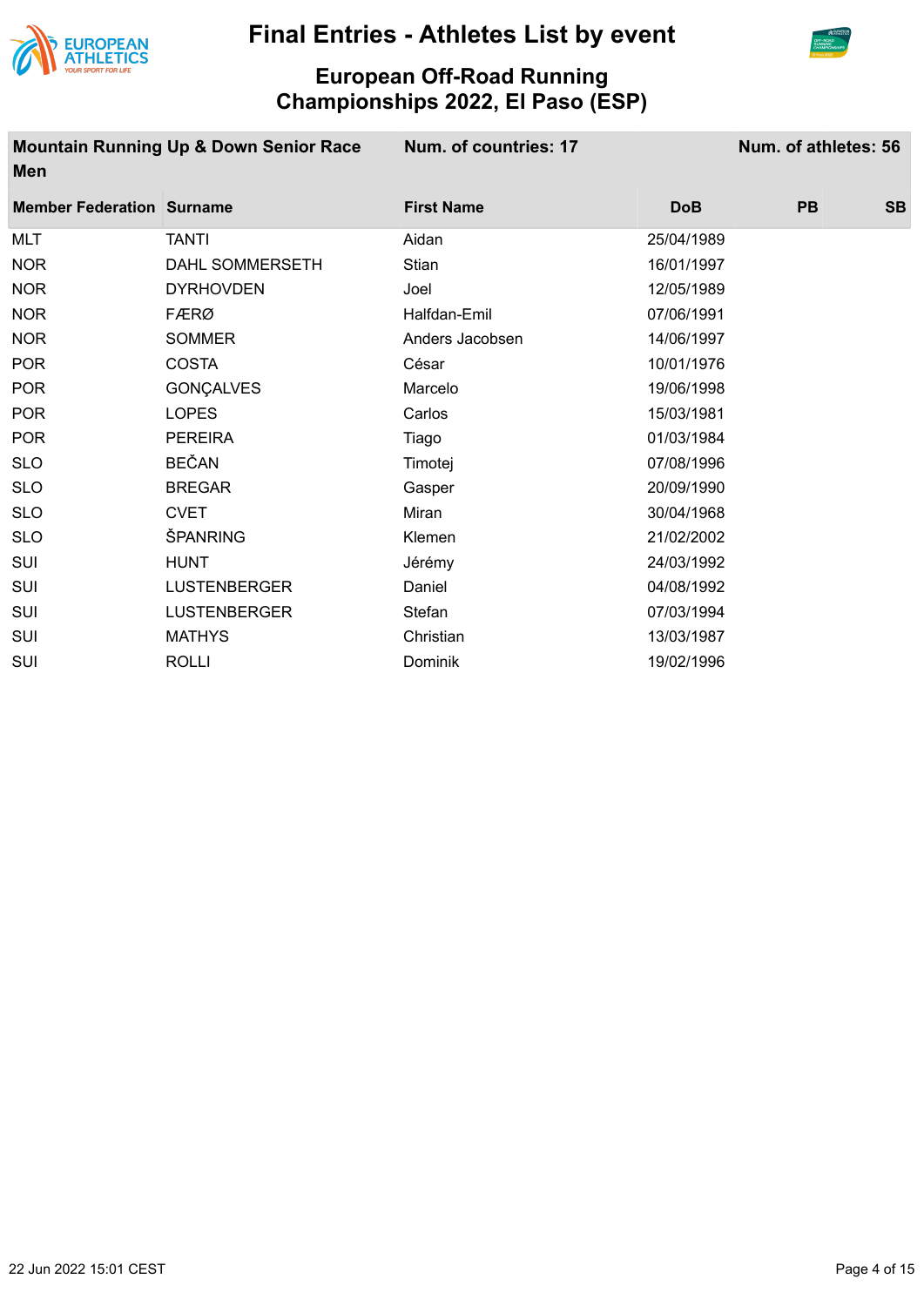# Final Entries - Athletes List by event

## European Off-Road Running Championships 2022, El Paso (ESP)

| Mountain Running Up & Down Senior Race Men | | Num. of countries: 17 | | | Num. of athletes: 56 |
|---|---|---|---|---|---|
| **Member Federation** | **Surname** | **First Name** | **DoB** | **PB** | **SB** |
| MLT | TANTI | Aidan | 25/04/1989 | | |
| NOR | DAHL SOMMERSETH | Stian | 16/01/1997 | | |
| NOR | DYRHOVDEN | Joel | 12/05/1989 | | |
| NOR | FÆRØ | Halfdan-Emil | 07/06/1991 | | |
| NOR | SOMMER | Anders Jacobsen | 14/06/1997 | | |
| POR | COSTA | César | 10/01/1976 | | |
| POR | GONÇALVES | Marcelo | 19/06/1998 | | |
| POR | LOPES | Carlos | 15/03/1981 | | |
| POR | PEREIRA | Tiago | 01/03/1984 | | |
| SLO | BEČAN | Timotej | 07/08/1996 | | |
| SLO | BREGAR | Gasper | 20/09/1990 | | |
| SLO | CVET | Miran | 30/04/1968 | | |
| SLO | ŠPANRING | Klemen | 21/02/2002 | | |
| SUI | HUNT | Jérémy | 24/03/1992 | | |
| SUI | LUSTENBERGER | Daniel | 04/08/1992 | | |
| SUI | LUSTENBERGER | Stefan | 07/03/1994 | | |
| SUI | MATHYS | Christian | 13/03/1987 | | |
| SUI | ROLLI | Dominik | 19/02/1996 | | |

22 Jun 2022 15:01 CEST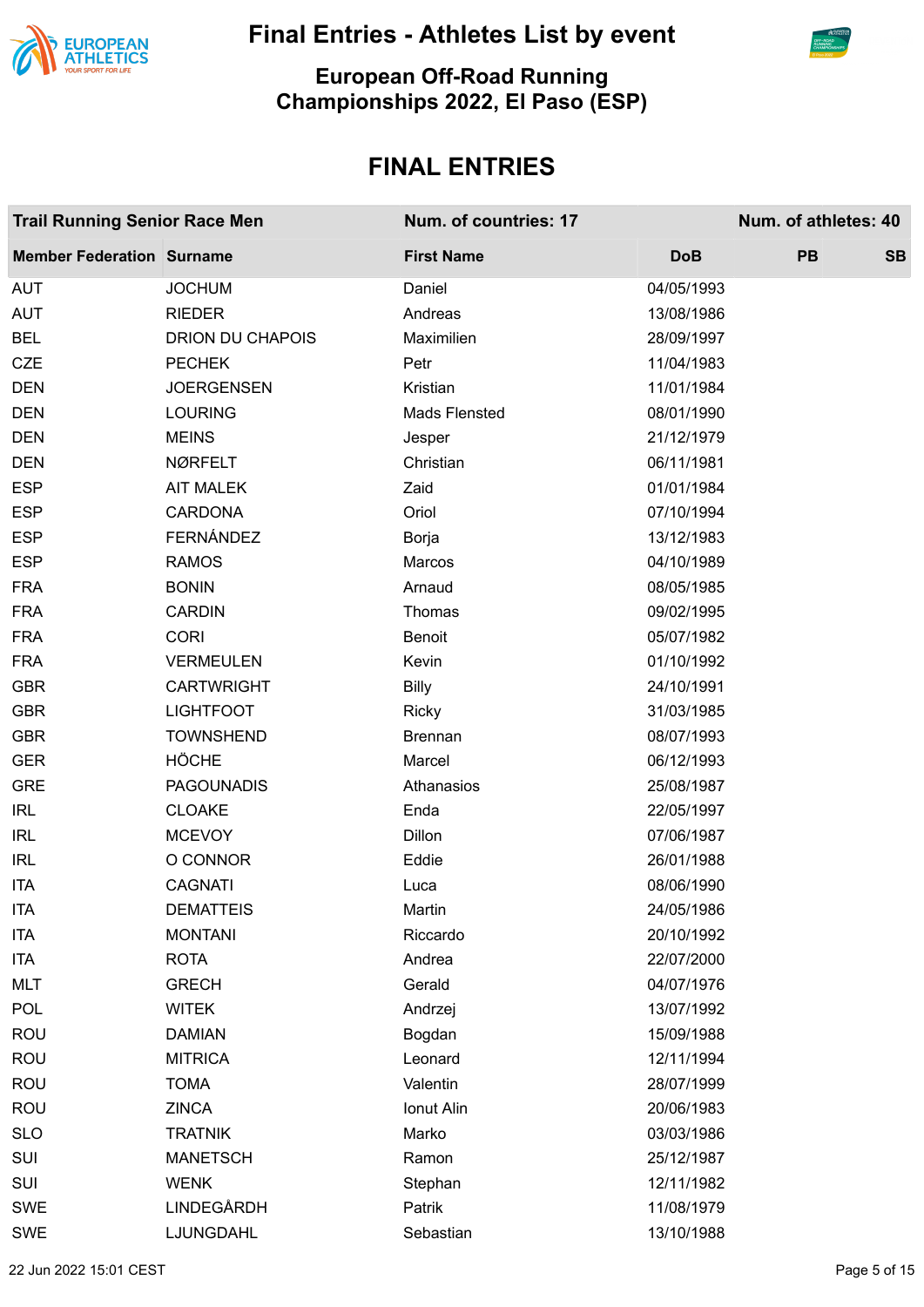# Final Entries - Athletes List by event

## European Off-Road Running Championships 2022, El Paso (ESP)

## FINAL ENTRIES

| Trail Running Senior Race Men | | Num. of countries: 17 | | Num. of athletes: 40 | |
|---|---|---|---|---|---|
| **Member Federation** | **Surname** | **First Name** | **DoB** | **PB** | **SB** |
| AUT | JOCHUM | Daniel | 04/05/1993 | | |
| AUT | RIEDER | Andreas | 13/08/1986 | | |
| BEL | DRION DU CHAPOIS | Maximilien | 28/09/1997 | | |
| CZE | PECHEK | Petr | 11/04/1983 | | |
| DEN | JOERGENSEN | Kristian | 11/01/1984 | | |
| DEN | LOURING | Mads Flensted | 08/01/1990 | | |
| DEN | MEINS | Jesper | 21/12/1979 | | |
| DEN | NØRFELT | Christian | 06/11/1981 | | |
| ESP | AIT MALEK | Zaid | 01/01/1984 | | |
| ESP | CARDONA | Oriol | 07/10/1994 | | |
| ESP | FERNÁNDEZ | Borja | 13/12/1983 | | |
| ESP | RAMOS | Marcos | 04/10/1989 | | |
| FRA | BONIN | Arnaud | 08/05/1985 | | |
| FRA | CARDIN | Thomas | 09/02/1995 | | |
| FRA | CORI | Benoit | 05/07/1982 | | |
| FRA | VERMEULEN | Kevin | 01/10/1992 | | |
| GBR | CARTWRIGHT | Billy | 24/10/1991 | | |
| GBR | LIGHTFOOT | Ricky | 31/03/1985 | | |
| GBR | TOWNSHEND | Brennan | 08/07/1993 | | |
| GER | HÖCHE | Marcel | 06/12/1993 | | |
| GRE | PAGOUNADIS | Athanasios | 25/08/1987 | | |
| IRL | CLOAKE | Enda | 22/05/1997 | | |
| IRL | MCEVOY | Dillon | 07/06/1987 | | |
| IRL | O CONNOR | Eddie | 26/01/1988 | | |
| ITA | CAGNATI | Luca | 08/06/1990 | | |
| ITA | DEMATTEIS | Martin | 24/05/1986 | | |
| ITA | MONTANI | Riccardo | 20/10/1992 | | |
| ITA | ROTA | Andrea | 22/07/2000 | | |
| MLT | GRECH | Gerald | 04/07/1976 | | |
| POL | WITEK | Andrzej | 13/07/1992 | | |
| ROU | DAMIAN | Bogdan | 15/09/1988 | | |
| ROU | MITRICA | Leonard | 12/11/1994 | | |
| ROU | TOMA | Valentin | 28/07/1999 | | |
| ROU | ZINCA | Ionut Alin | 20/06/1983 | | |
| SLO | TRATNIK | Marko | 03/03/1986 | | |
| SUI | MANETSCH | Ramon | 25/12/1987 | | |
| SUI | WENK | Stephan | 12/11/1982 | | |
| SWE | LINDEGÅRDH | Patrik | 11/08/1979 | | |
| SWE | LJUNGDAHL | Sebastian | 13/10/1988 | | |

22 Jun 2022 15:01 CEST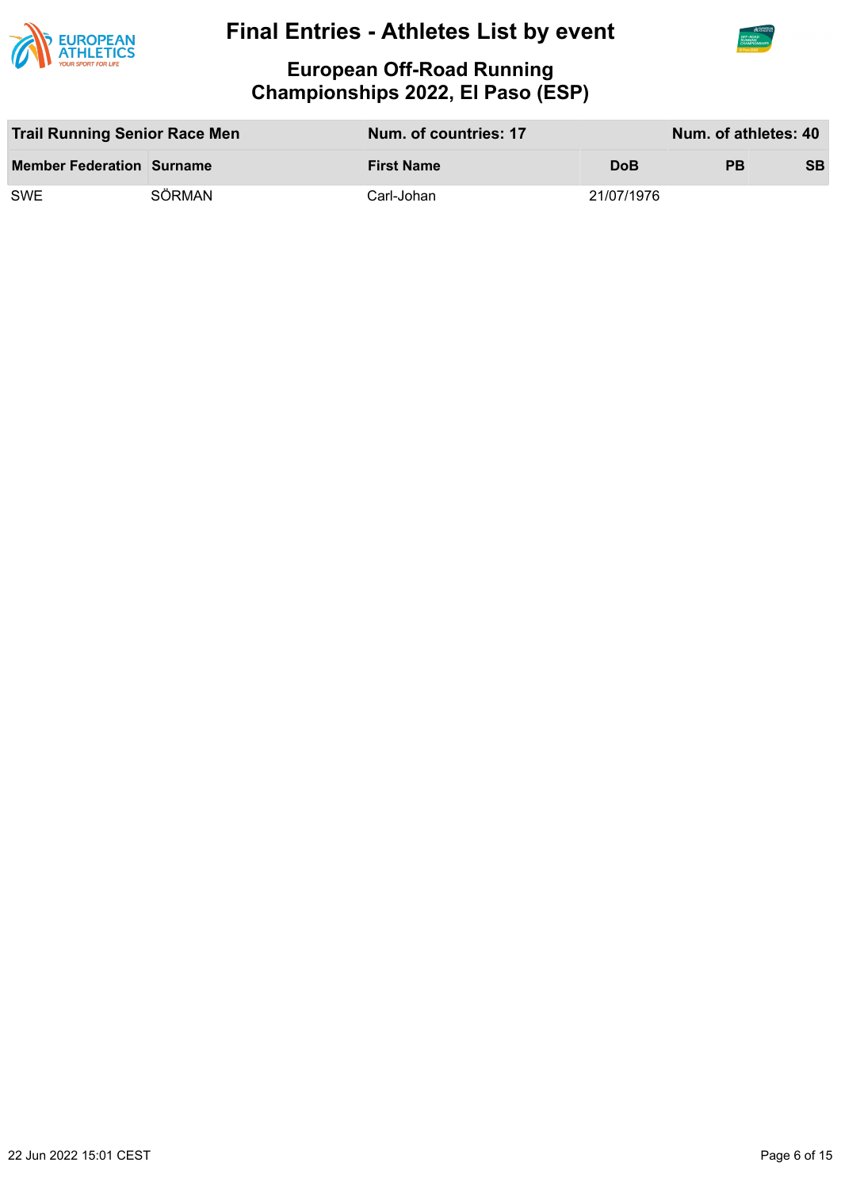# Final Entries - Athletes List by event

## European Off-Road Running Championships 2022, El Paso (ESP)

| Trail Running Senior Race Men | | Num. of countries: 17 | | Num. of athletes: 40 | |
|---|---|---|---|---|---|
| **Member Federation** | **Surname** | **First Name** | **DoB** | **PB** | **SB** |
| SWE | SÖRMAN | Carl-Johan | 21/07/1976 | | |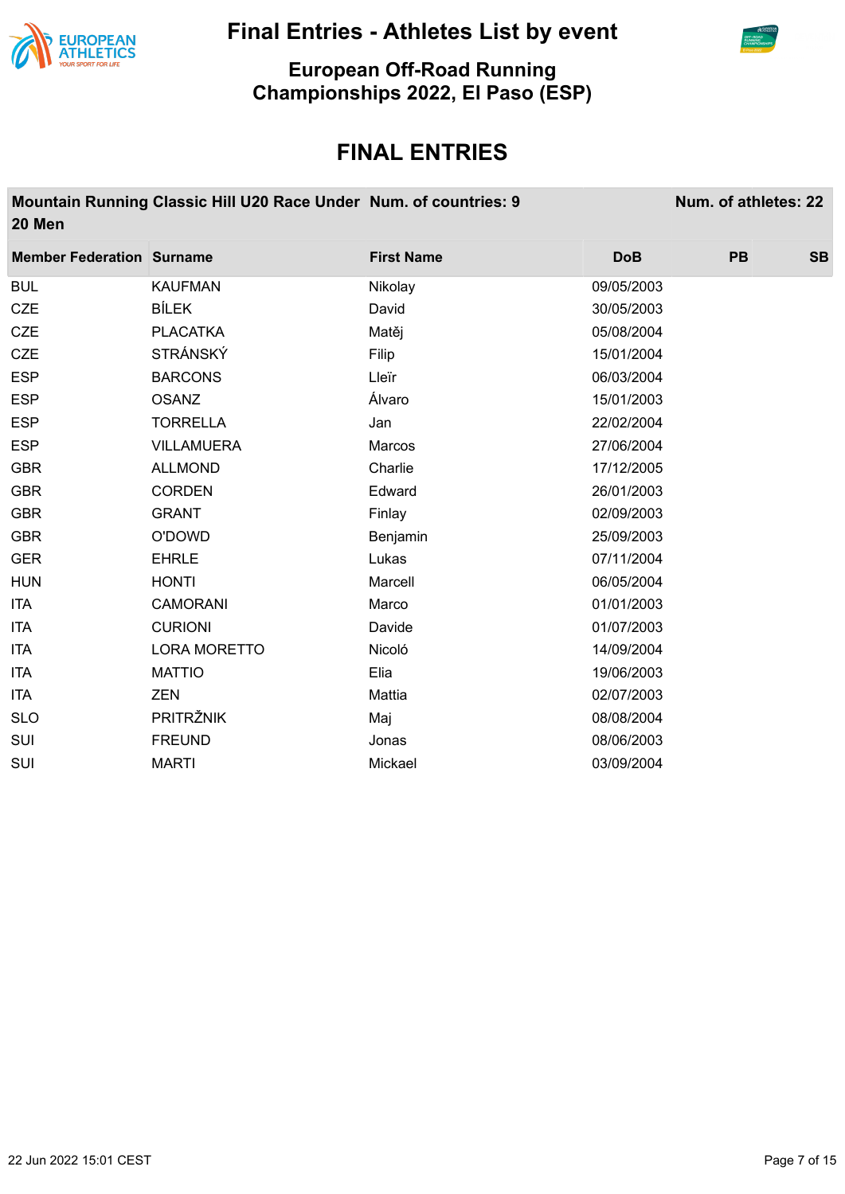# Final Entries - Athletes List by event

## European Off-Road Running Championships 2022, El Paso (ESP)

## FINAL ENTRIES

**Mountain Running Classic Hill U20 Race Under 20 Men** — **Num. of countries: 9** — **Num. of athletes: 22**

| Member Federation | Surname | First Name | DoB | PB | SB |
|---|---|---|---|---|---|
| BUL | KAUFMAN | Nikolay | 09/05/2003 | | |
| CZE | BÍLEK | David | 30/05/2003 | | |
| CZE | PLACATKA | Matěj | 05/08/2004 | | |
| CZE | STRÁNSKÝ | Filip | 15/01/2004 | | |
| ESP | BARCONS | Lleïr | 06/03/2004 | | |
| ESP | OSANZ | Álvaro | 15/01/2003 | | |
| ESP | TORRELLA | Jan | 22/02/2004 | | |
| ESP | VILLAMUERA | Marcos | 27/06/2004 | | |
| GBR | ALLMOND | Charlie | 17/12/2005 | | |
| GBR | CORDEN | Edward | 26/01/2003 | | |
| GBR | GRANT | Finlay | 02/09/2003 | | |
| GBR | O'DOWD | Benjamin | 25/09/2003 | | |
| GER | EHRLE | Lukas | 07/11/2004 | | |
| HUN | HONTI | Marcell | 06/05/2004 | | |
| ITA | CAMORANI | Marco | 01/01/2003 | | |
| ITA | CURIONI | Davide | 01/07/2003 | | |
| ITA | LORA MORETTO | Nicoló | 14/09/2004 | | |
| ITA | MATTIO | Elia | 19/06/2003 | | |
| ITA | ZEN | Mattia | 02/07/2003 | | |
| SLO | PRITRŽNIK | Maj | 08/08/2004 | | |
| SUI | FREUND | Jonas | 08/06/2003 | | |
| SUI | MARTI | Mickael | 03/09/2004 | | |

22 Jun 2022 15:01 CEST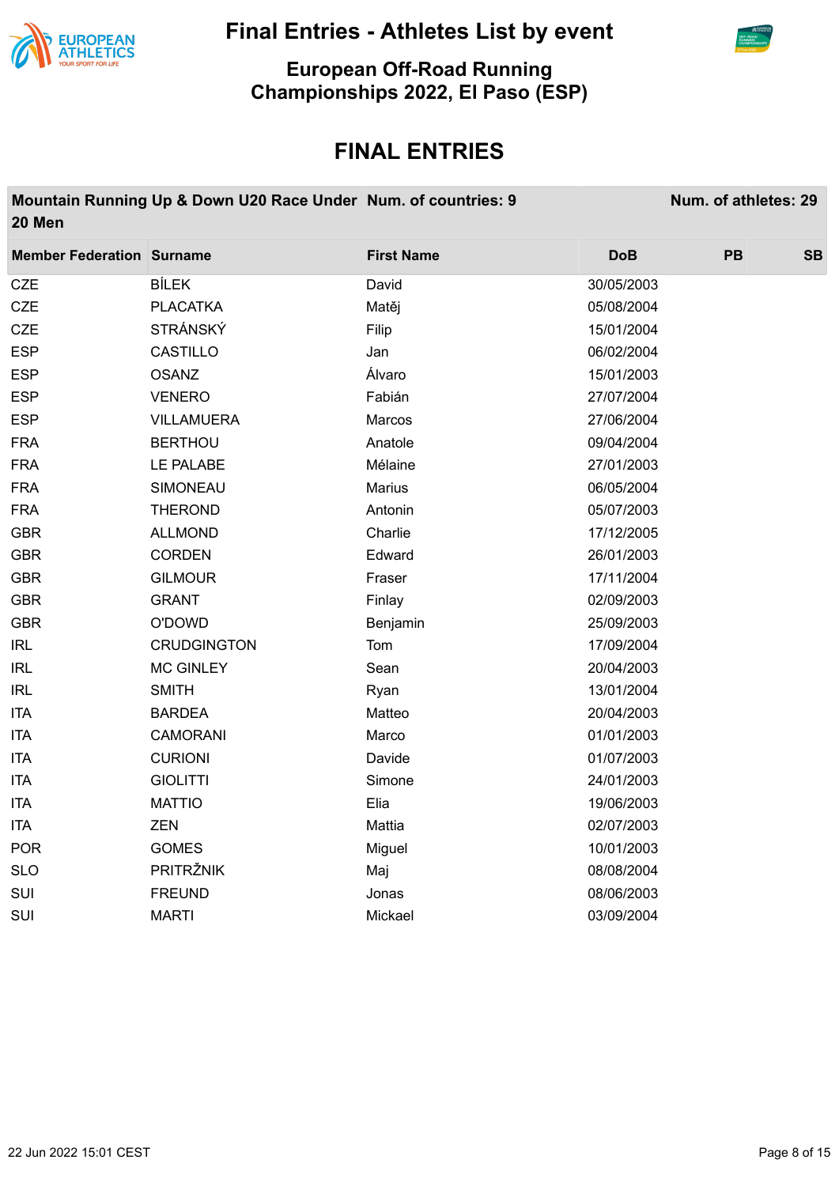# Final Entries - Athletes List by event

## European Off-Road Running Championships 2022, El Paso (ESP)

# FINAL ENTRIES

| Mountain Running Up & Down U20 Race Under 20 Men | | Num. of countries: 9 | | Num. of athletes: 29 | |
|---|---|---|---|---|---|
| **Member Federation** | **Surname** | **First Name** | **DoB** | **PB** | **SB** |
| CZE | BÍLEK | David | 30/05/2003 | | |
| CZE | PLACATKA | Matěj | 05/08/2004 | | |
| CZE | STRÁNSKÝ | Filip | 15/01/2004 | | |
| ESP | CASTILLO | Jan | 06/02/2004 | | |
| ESP | OSANZ | Álvaro | 15/01/2003 | | |
| ESP | VENERO | Fabián | 27/07/2004 | | |
| ESP | VILLAMUERA | Marcos | 27/06/2004 | | |
| FRA | BERTHOU | Anatole | 09/04/2004 | | |
| FRA | LE PALABE | Mélaine | 27/01/2003 | | |
| FRA | SIMONEAU | Marius | 06/05/2004 | | |
| FRA | THEROND | Antonin | 05/07/2003 | | |
| GBR | ALLMOND | Charlie | 17/12/2005 | | |
| GBR | CORDEN | Edward | 26/01/2003 | | |
| GBR | GILMOUR | Fraser | 17/11/2004 | | |
| GBR | GRANT | Finlay | 02/09/2003 | | |
| GBR | O'DOWD | Benjamin | 25/09/2003 | | |
| IRL | CRUDGINGTON | Tom | 17/09/2004 | | |
| IRL | MC GINLEY | Sean | 20/04/2003 | | |
| IRL | SMITH | Ryan | 13/01/2004 | | |
| ITA | BARDEA | Matteo | 20/04/2003 | | |
| ITA | CAMORANI | Marco | 01/01/2003 | | |
| ITA | CURIONI | Davide | 01/07/2003 | | |
| ITA | GIOLITTI | Simone | 24/01/2003 | | |
| ITA | MATTIO | Elia | 19/06/2003 | | |
| ITA | ZEN | Mattia | 02/07/2003 | | |
| POR | GOMES | Miguel | 10/01/2003 | | |
| SLO | PRITRŽNIK | Maj | 08/08/2004 | | |
| SUI | FREUND | Jonas | 08/06/2003 | | |
| SUI | MARTI | Mickael | 03/09/2004 | | |

22 Jun 2022 15:01 CEST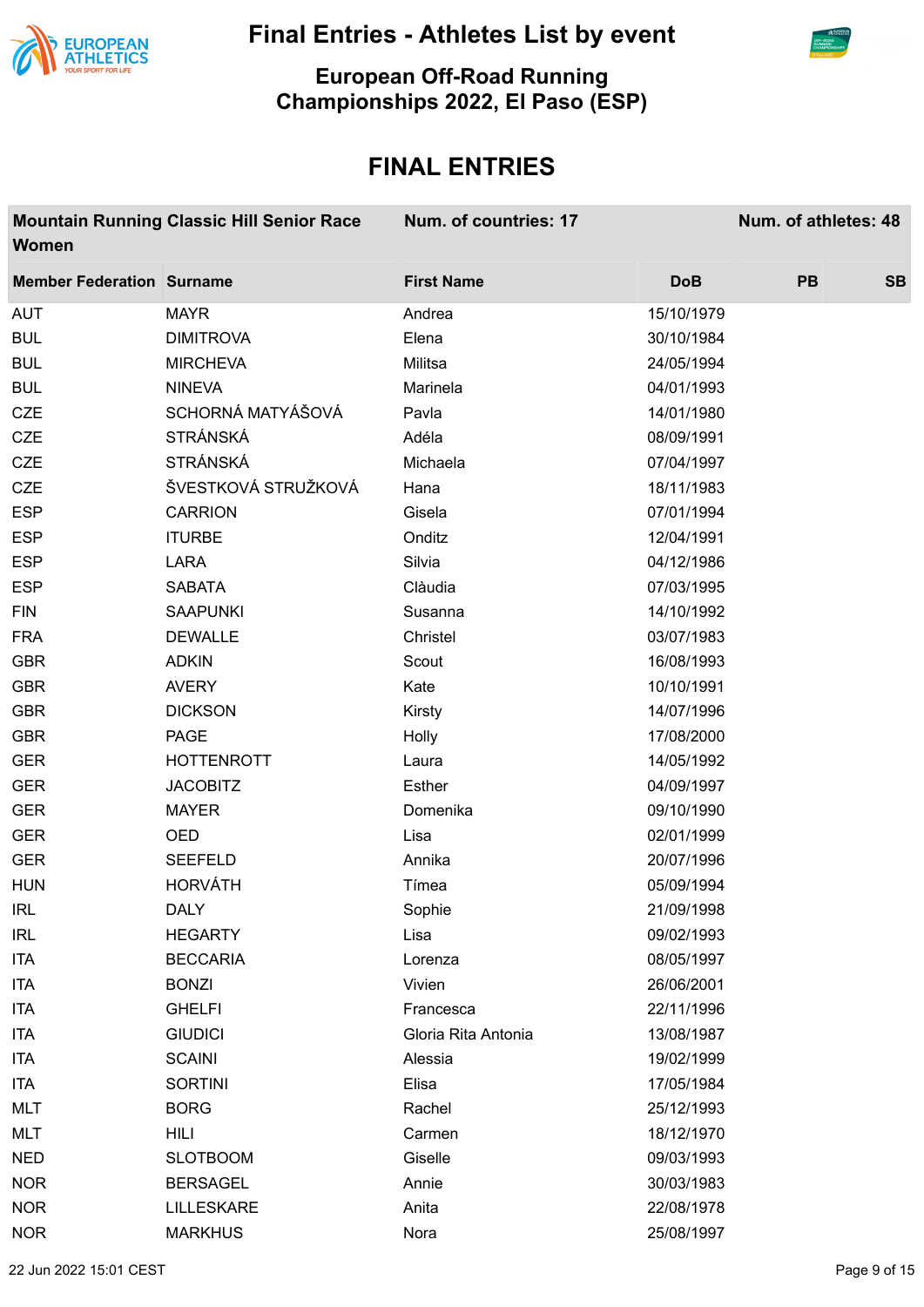# Final Entries - Athletes List by event

## European Off-Road Running Championships 2022, El Paso (ESP)

## FINAL ENTRIES

**Mountain Running Classic Hill Senior Race Women** | **Num. of countries: 17** | **Num. of athletes: 48**

| Member Federation | Surname | First Name | DoB | PB | SB |
|---|---|---|---|---|---|
| AUT | MAYR | Andrea | 15/10/1979 | | |
| BUL | DIMITROVA | Elena | 30/10/1984 | | |
| BUL | MIRCHEVA | Militsa | 24/05/1994 | | |
| BUL | NINEVA | Marinela | 04/01/1993 | | |
| CZE | SCHORNÁ MATYÁŠOVÁ | Pavla | 14/01/1980 | | |
| CZE | STRÁNSKÁ | Adéla | 08/09/1991 | | |
| CZE | STRÁNSKÁ | Michaela | 07/04/1997 | | |
| CZE | ŠVESTKOVÁ STRUŽKOVÁ | Hana | 18/11/1983 | | |
| ESP | CARRION | Gisela | 07/01/1994 | | |
| ESP | ITURBE | Onditz | 12/04/1991 | | |
| ESP | LARA | Silvia | 04/12/1986 | | |
| ESP | SABATA | Clàudia | 07/03/1995 | | |
| FIN | SAAPUNKI | Susanna | 14/10/1992 | | |
| FRA | DEWALLE | Christel | 03/07/1983 | | |
| GBR | ADKIN | Scout | 16/08/1993 | | |
| GBR | AVERY | Kate | 10/10/1991 | | |
| GBR | DICKSON | Kirsty | 14/07/1996 | | |
| GBR | PAGE | Holly | 17/08/2000 | | |
| GER | HOTTENROTT | Laura | 14/05/1992 | | |
| GER | JACOBITZ | Esther | 04/09/1997 | | |
| GER | MAYER | Domenika | 09/10/1990 | | |
| GER | OED | Lisa | 02/01/1999 | | |
| GER | SEEFELD | Annika | 20/07/1996 | | |
| HUN | HORVÁTH | Tímea | 05/09/1994 | | |
| IRL | DALY | Sophie | 21/09/1998 | | |
| IRL | HEGARTY | Lisa | 09/02/1993 | | |
| ITA | BECCARIA | Lorenza | 08/05/1997 | | |
| ITA | BONZI | Vivien | 26/06/2001 | | |
| ITA | GHELFI | Francesca | 22/11/1996 | | |
| ITA | GIUDICI | Gloria Rita Antonia | 13/08/1987 | | |
| ITA | SCAINI | Alessia | 19/02/1999 | | |
| ITA | SORTINI | Elisa | 17/05/1984 | | |
| MLT | BORG | Rachel | 25/12/1993 | | |
| MLT | HILI | Carmen | 18/12/1970 | | |
| NED | SLOTBOOM | Giselle | 09/03/1993 | | |
| NOR | BERSAGEL | Annie | 30/03/1983 | | |
| NOR | LILLESKARE | Anita | 22/08/1978 | | |
| NOR | MARKHUS | Nora | 25/08/1997 | | |

22 Jun 2022 15:01 CEST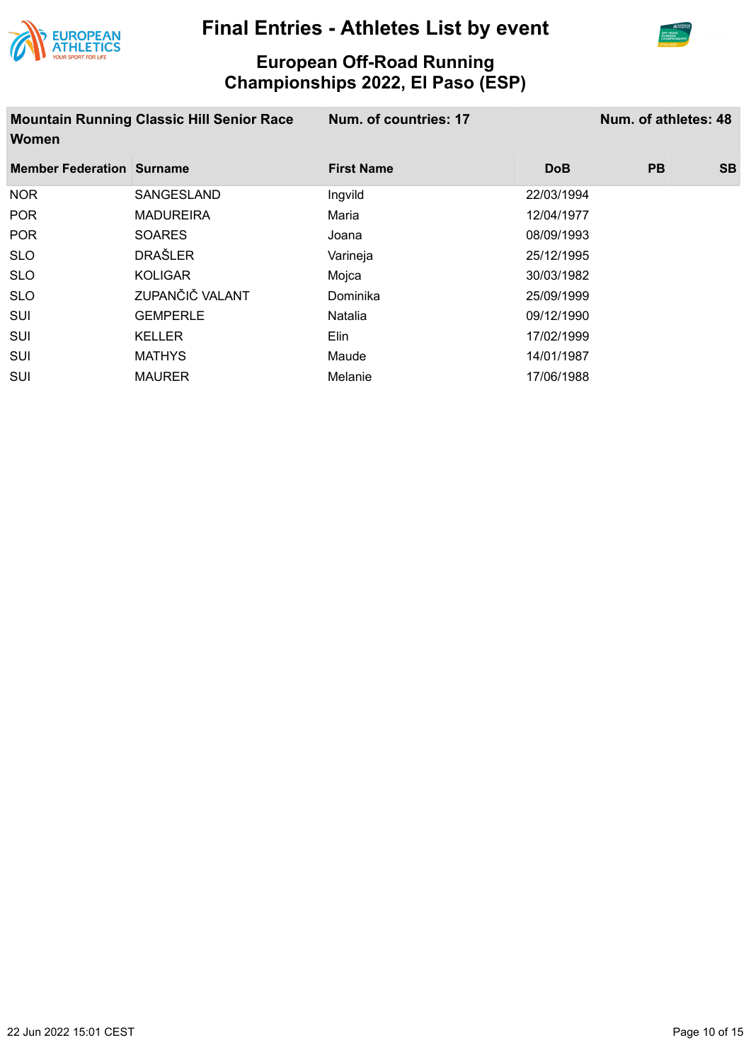# Final Entries - Athletes List by event

## European Off-Road Running Championships 2022, El Paso (ESP)

| Mountain Running Classic Hill Senior Race Women | | Num. of countries: 17 | | | Num. of athletes: 48 |
|---|---|---|---|---|---|
| **Member Federation** | **Surname** | **First Name** | **DoB** | **PB** | **SB** |
| NOR | SANGESLAND | Ingvild | 22/03/1994 | | |
| POR | MADUREIRA | Maria | 12/04/1977 | | |
| POR | SOARES | Joana | 08/09/1993 | | |
| SLO | DRAŠLER | Varineja | 25/12/1995 | | |
| SLO | KOLIGAR | Mojca | 30/03/1982 | | |
| SLO | ZUPANČIČ VALANT | Dominika | 25/09/1999 | | |
| SUI | GEMPERLE | Natalia | 09/12/1990 | | |
| SUI | KELLER | Elin | 17/02/1999 | | |
| SUI | MATHYS | Maude | 14/01/1987 | | |
| SUI | MAURER | Melanie | 17/06/1988 | | |

22 Jun 2022 15:01 CEST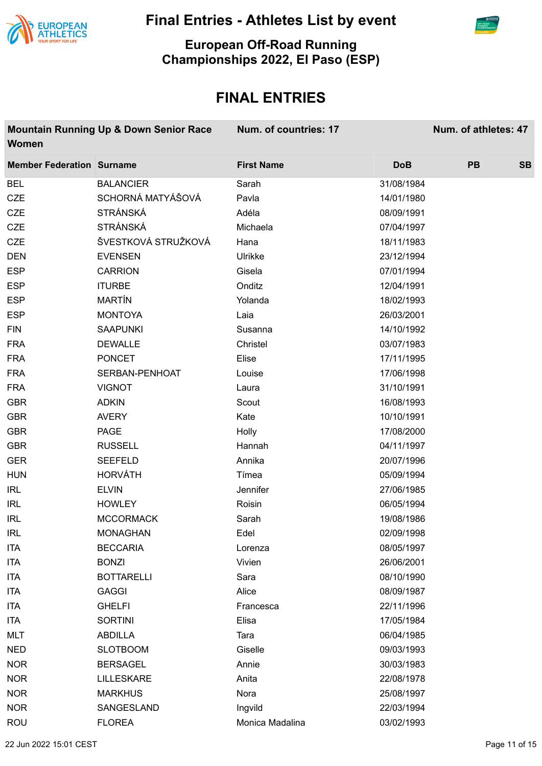# Final Entries - Athletes List by event

## European Off-Road Running Championships 2022, El Paso (ESP)

## FINAL ENTRIES

| Mountain Running Up & Down Senior Race Women | | Num. of countries: 17 | | | Num. of athletes: 47 |
|---|---|---|---|---|---|
| **Member Federation** | **Surname** | **First Name** | **DoB** | **PB** | **SB** |
| BEL | BALANCIER | Sarah | 31/08/1984 | | |
| CZE | SCHORNÁ MATYÁŠOVÁ | Pavla | 14/01/1980 | | |
| CZE | STRÁNSKÁ | Adéla | 08/09/1991 | | |
| CZE | STRÁNSKÁ | Michaela | 07/04/1997 | | |
| CZE | ŠVESTKOVÁ STRUŽKOVÁ | Hana | 18/11/1983 | | |
| DEN | EVENSEN | Ulrikke | 23/12/1994 | | |
| ESP | CARRION | Gisela | 07/01/1994 | | |
| ESP | ITURBE | Onditz | 12/04/1991 | | |
| ESP | MARTÍN | Yolanda | 18/02/1993 | | |
| ESP | MONTOYA | Laia | 26/03/2001 | | |
| FIN | SAAPUNKI | Susanna | 14/10/1992 | | |
| FRA | DEWALLE | Christel | 03/07/1983 | | |
| FRA | PONCET | Elise | 17/11/1995 | | |
| FRA | SERBAN-PENHOAT | Louise | 17/06/1998 | | |
| FRA | VIGNOT | Laura | 31/10/1991 | | |
| GBR | ADKIN | Scout | 16/08/1993 | | |
| GBR | AVERY | Kate | 10/10/1991 | | |
| GBR | PAGE | Holly | 17/08/2000 | | |
| GBR | RUSSELL | Hannah | 04/11/1997 | | |
| GER | SEEFELD | Annika | 20/07/1996 | | |
| HUN | HORVÁTH | Tímea | 05/09/1994 | | |
| IRL | ELVIN | Jennifer | 27/06/1985 | | |
| IRL | HOWLEY | Roisin | 06/05/1994 | | |
| IRL | MCCORMACK | Sarah | 19/08/1986 | | |
| IRL | MONAGHAN | Edel | 02/09/1998 | | |
| ITA | BECCARIA | Lorenza | 08/05/1997 | | |
| ITA | BONZI | Vivien | 26/06/2001 | | |
| ITA | BOTTARELLI | Sara | 08/10/1990 | | |
| ITA | GAGGI | Alice | 08/09/1987 | | |
| ITA | GHELFI | Francesca | 22/11/1996 | | |
| ITA | SORTINI | Elisa | 17/05/1984 | | |
| MLT | ABDILLA | Tara | 06/04/1985 | | |
| NED | SLOTBOOM | Giselle | 09/03/1993 | | |
| NOR | BERSAGEL | Annie | 30/03/1983 | | |
| NOR | LILLESKARE | Anita | 22/08/1978 | | |
| NOR | MARKHUS | Nora | 25/08/1997 | | |
| NOR | SANGESLAND | Ingvild | 22/03/1994 | | |
| ROU | FLOREA | Monica Madalina | 03/02/1993 | | |

22 Jun 2022 15:01 CEST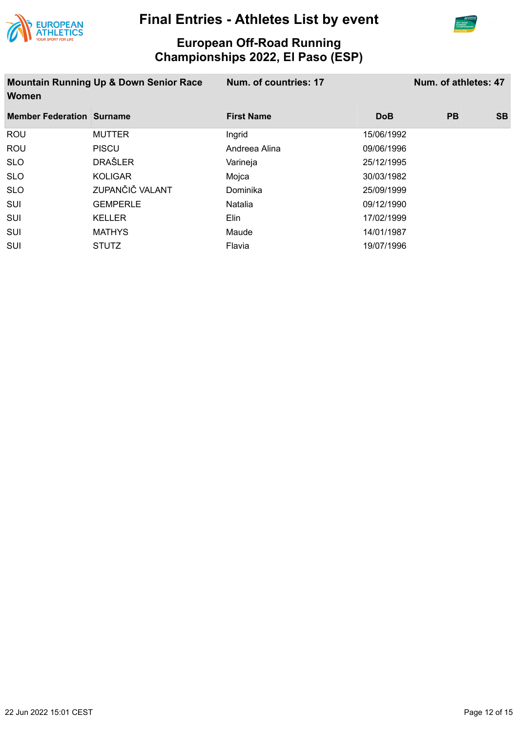# Final Entries - Athletes List by event

## European Off-Road Running Championships 2022, El Paso (ESP)

| Mountain Running Up & Down Senior Race Women | | Num. of countries: 17 | | | Num. of athletes: 47 |
|---|---|---|---|---|---|
| **Member Federation** | **Surname** | **First Name** | **DoB** | **PB** | **SB** |
| ROU | MUTTER | Ingrid | 15/06/1992 | | |
| ROU | PISCU | Andreea Alina | 09/06/1996 | | |
| SLO | DRAŠLER | Varineja | 25/12/1995 | | |
| SLO | KOLIGAR | Mojca | 30/03/1982 | | |
| SLO | ZUPANČIČ VALANT | Dominika | 25/09/1999 | | |
| SUI | GEMPERLE | Natalia | 09/12/1990 | | |
| SUI | KELLER | Elin | 17/02/1999 | | |
| SUI | MATHYS | Maude | 14/01/1987 | | |
| SUI | STUTZ | Flavia | 19/07/1996 | | |

22 Jun 2022 15:01 CEST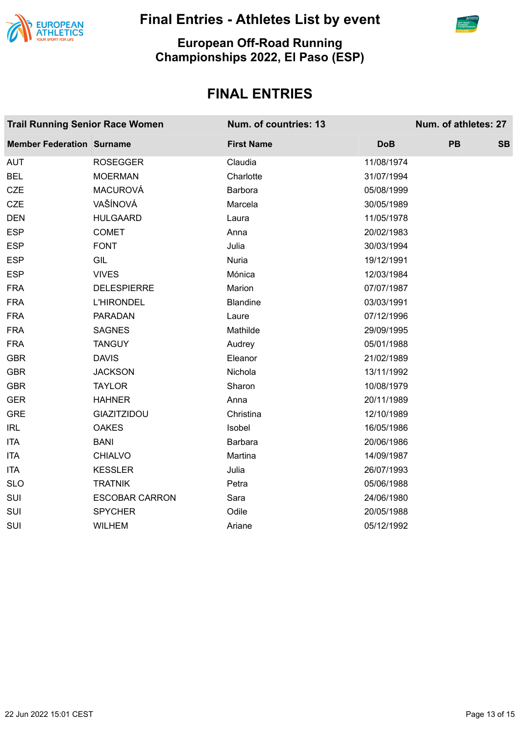# Final Entries - Athletes List by event

## European Off-Road Running Championships 2022, El Paso (ESP)

## FINAL ENTRIES

| Trail Running Senior Race Women | | Num. of countries: 13 | | Num. of athletes: 27 | |
|---|---|---|---|---|---|
| **Member Federation** | **Surname** | **First Name** | **DoB** | **PB** | **SB** |
| AUT | ROSEGGER | Claudia | 11/08/1974 | | |
| BEL | MOERMAN | Charlotte | 31/07/1994 | | |
| CZE | MACUROVÁ | Barbora | 05/08/1999 | | |
| CZE | VAŠÍNOVÁ | Marcela | 30/05/1989 | | |
| DEN | HULGAARD | Laura | 11/05/1978 | | |
| ESP | COMET | Anna | 20/02/1983 | | |
| ESP | FONT | Julia | 30/03/1994 | | |
| ESP | GIL | Nuria | 19/12/1991 | | |
| ESP | VIVES | Mónica | 12/03/1984 | | |
| FRA | DELESPIERRE | Marion | 07/07/1987 | | |
| FRA | L'HIRONDEL | Blandine | 03/03/1991 | | |
| FRA | PARADAN | Laure | 07/12/1996 | | |
| FRA | SAGNES | Mathilde | 29/09/1995 | | |
| FRA | TANGUY | Audrey | 05/01/1988 | | |
| GBR | DAVIS | Eleanor | 21/02/1989 | | |
| GBR | JACKSON | Nichola | 13/11/1992 | | |
| GBR | TAYLOR | Sharon | 10/08/1979 | | |
| GER | HAHNER | Anna | 20/11/1989 | | |
| GRE | GIAZITZIDOU | Christina | 12/10/1989 | | |
| IRL | OAKES | Isobel | 16/05/1986 | | |
| ITA | BANI | Barbara | 20/06/1986 | | |
| ITA | CHIALVO | Martina | 14/09/1987 | | |
| ITA | KESSLER | Julia | 26/07/1993 | | |
| SLO | TRATNIK | Petra | 05/06/1988 | | |
| SUI | ESCOBAR CARRON | Sara | 24/06/1980 | | |
| SUI | SPYCHER | Odile | 20/05/1988 | | |
| SUI | WILHEM | Ariane | 05/12/1992 | | |

22 Jun 2022 15:01 CEST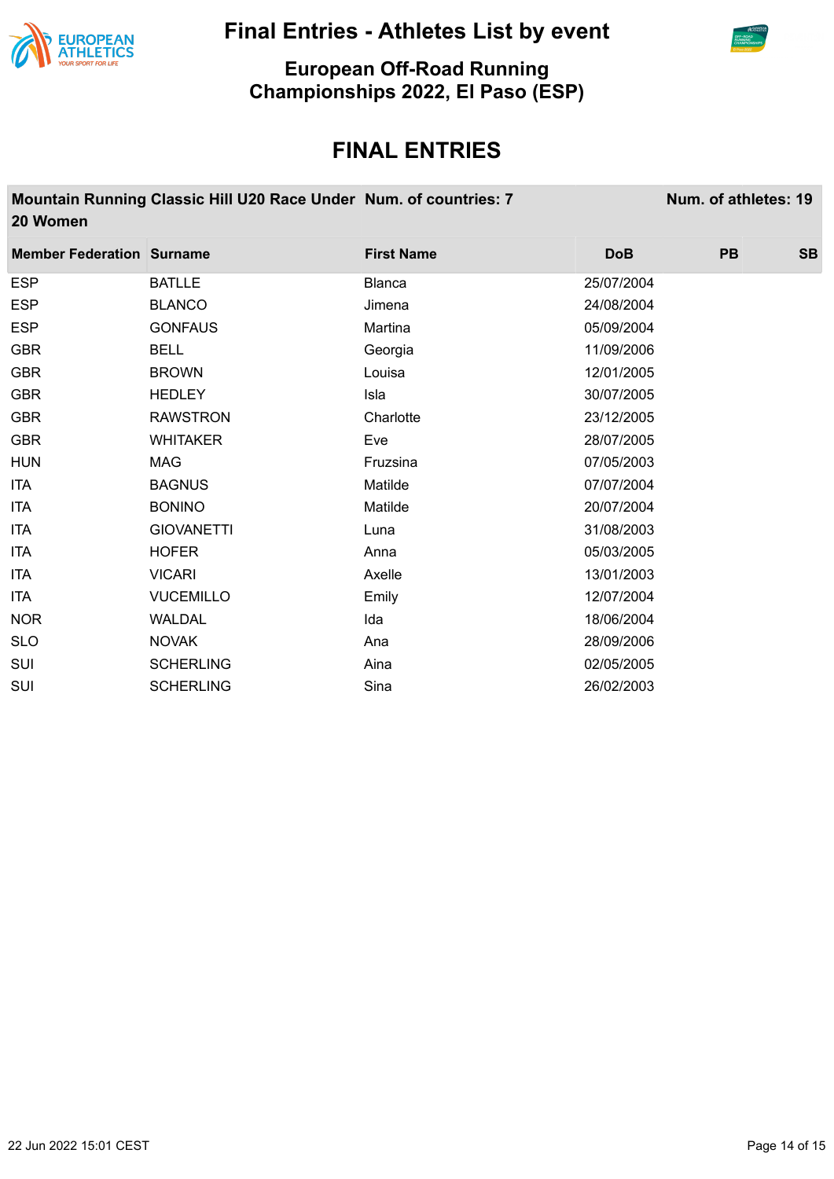# Final Entries - Athletes List by event

## European Off-Road Running Championships 2022, El Paso (ESP)

## FINAL ENTRIES

| Mountain Running Classic Hill U20 Race Under 20 Women | Num. of countries: 7 | | Num. of athletes: 19 | | |
|---|---|---|---|---|---|
| **Member Federation** | **Surname** | **First Name** | **DoB** | **PB** | **SB** |
| ESP | BATLLE | Blanca | 25/07/2004 | | |
| ESP | BLANCO | Jimena | 24/08/2004 | | |
| ESP | GONFAUS | Martina | 05/09/2004 | | |
| GBR | BELL | Georgia | 11/09/2006 | | |
| GBR | BROWN | Louisa | 12/01/2005 | | |
| GBR | HEDLEY | Isla | 30/07/2005 | | |
| GBR | RAWSTRON | Charlotte | 23/12/2005 | | |
| GBR | WHITAKER | Eve | 28/07/2005 | | |
| HUN | MAG | Fruzsina | 07/05/2003 | | |
| ITA | BAGNUS | Matilde | 07/07/2004 | | |
| ITA | BONINO | Matilde | 20/07/2004 | | |
| ITA | GIOVANETTI | Luna | 31/08/2003 | | |
| ITA | HOFER | Anna | 05/03/2005 | | |
| ITA | VICARI | Axelle | 13/01/2003 | | |
| ITA | VUCEMILLO | Emily | 12/07/2004 | | |
| NOR | WALDAL | Ida | 18/06/2004 | | |
| SLO | NOVAK | Ana | 28/09/2006 | | |
| SUI | SCHERLING | Aina | 02/05/2005 | | |
| SUI | SCHERLING | Sina | 26/02/2003 | | |

22 Jun 2022 15:01 CEST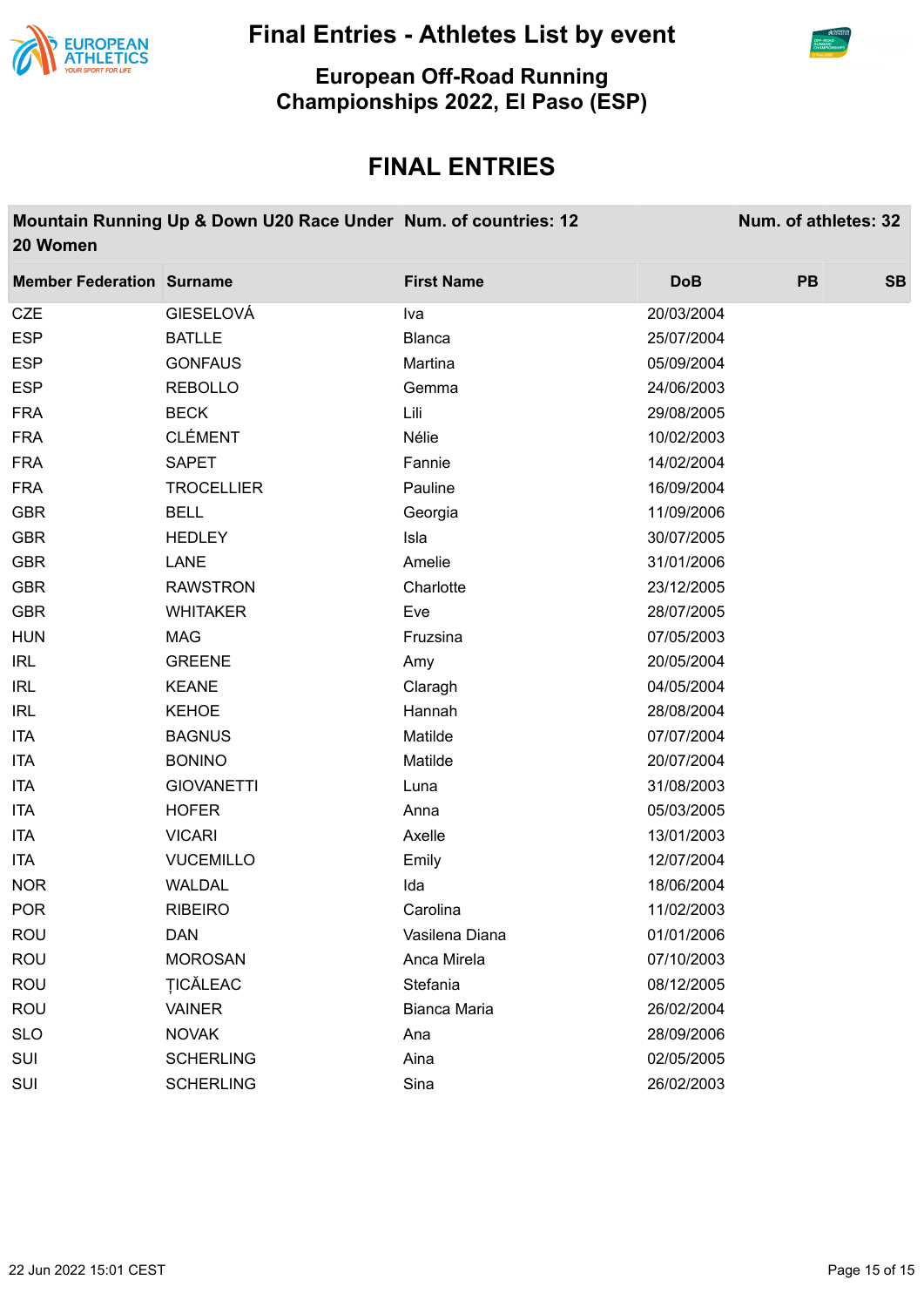# Final Entries - Athletes List by event

## European Off-Road Running Championships 2022, El Paso (ESP)

## FINAL ENTRIES

**Mountain Running Up & Down U20 Race Under 20 Women** — **Num. of countries: 12** — **Num. of athletes: 32**

| Member Federation | Surname | First Name | DoB | PB | SB |
|---|---|---|---|---|---|
| CZE | GIESELOVÁ | Iva | 20/03/2004 | | |
| ESP | BATLLE | Blanca | 25/07/2004 | | |
| ESP | GONFAUS | Martina | 05/09/2004 | | |
| ESP | REBOLLO | Gemma | 24/06/2003 | | |
| FRA | BECK | Lili | 29/08/2005 | | |
| FRA | CLÉMENT | Nélie | 10/02/2003 | | |
| FRA | SAPET | Fannie | 14/02/2004 | | |
| FRA | TROCELLIER | Pauline | 16/09/2004 | | |
| GBR | BELL | Georgia | 11/09/2006 | | |
| GBR | HEDLEY | Isla | 30/07/2005 | | |
| GBR | LANE | Amelie | 31/01/2006 | | |
| GBR | RAWSTRON | Charlotte | 23/12/2005 | | |
| GBR | WHITAKER | Eve | 28/07/2005 | | |
| HUN | MAG | Fruzsina | 07/05/2003 | | |
| IRL | GREENE | Amy | 20/05/2004 | | |
| IRL | KEANE | Claragh | 04/05/2004 | | |
| IRL | KEHOE | Hannah | 28/08/2004 | | |
| ITA | BAGNUS | Matilde | 07/07/2004 | | |
| ITA | BONINO | Matilde | 20/07/2004 | | |
| ITA | GIOVANETTI | Luna | 31/08/2003 | | |
| ITA | HOFER | Anna | 05/03/2005 | | |
| ITA | VICARI | Axelle | 13/01/2003 | | |
| ITA | VUCEMILLO | Emily | 12/07/2004 | | |
| NOR | WALDAL | Ida | 18/06/2004 | | |
| POR | RIBEIRO | Carolina | 11/02/2003 | | |
| ROU | DAN | Vasilena Diana | 01/01/2006 | | |
| ROU | MOROSAN | Anca Mirela | 07/10/2003 | | |
| ROU | ȚICĂLEAC | Stefania | 08/12/2005 | | |
| ROU | VAINER | Bianca Maria | 26/02/2004 | | |
| SLO | NOVAK | Ana | 28/09/2006 | | |
| SUI | SCHERLING | Aina | 02/05/2005 | | |
| SUI | SCHERLING | Sina | 26/02/2003 | | |

22 Jun 2022 15:01 CEST